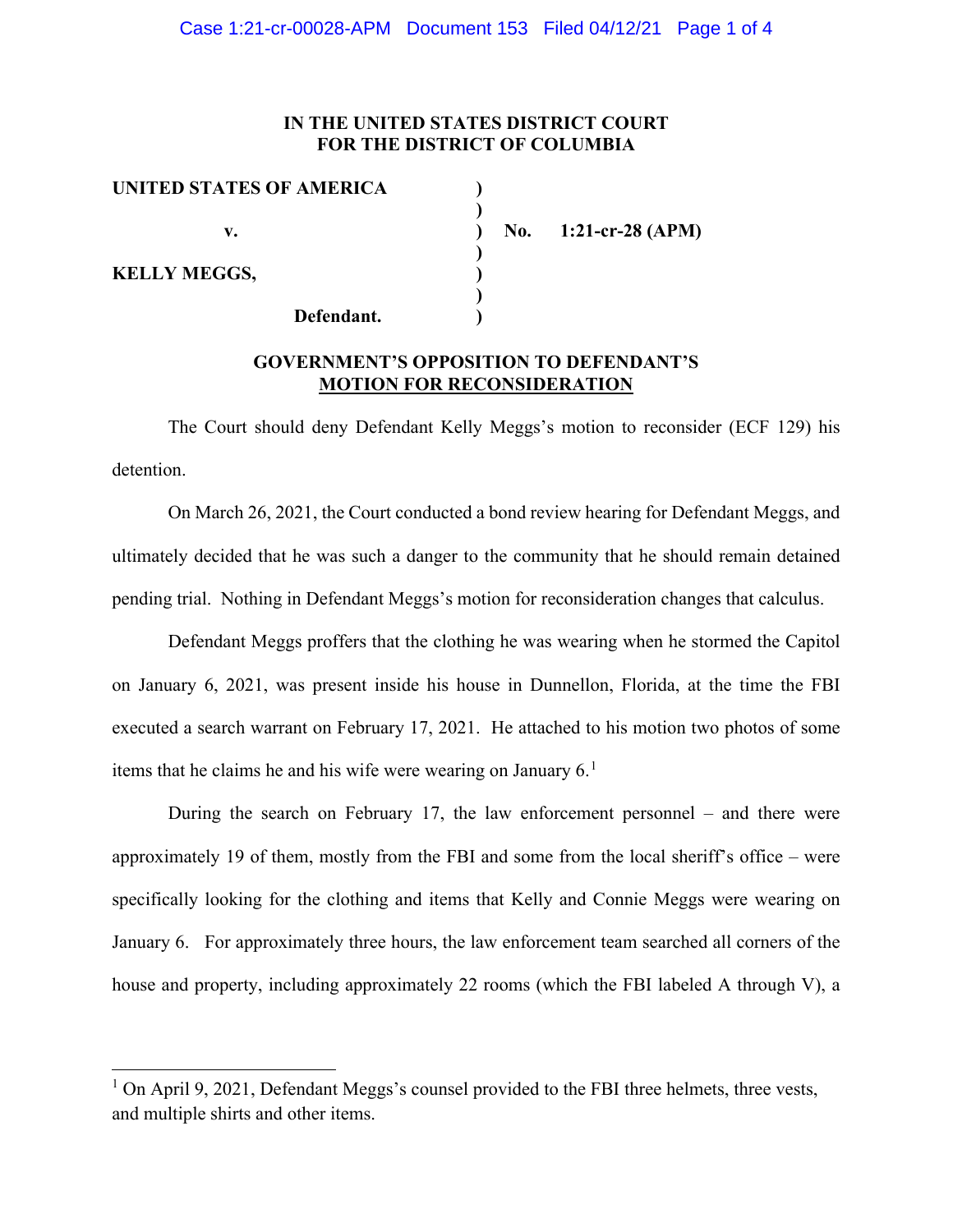**IN THE UNITED STATES DISTRICT COURT**
**FOR THE DISTRICT OF COLUMBIA**

| | | |
|---|---|---|
| **UNITED STATES OF AMERICA** | ) | |
| | ) | |
| **v.** | ) | **No. 1:21-cr-28 (APM)** |
| | ) | |
| **KELLY MEGGS,** | ) | |
| | ) | |
| **Defendant.** | ) | |

**GOVERNMENT'S OPPOSITION TO DEFENDANT'S MOTION FOR RECONSIDERATION**

The Court should deny Defendant Kelly Meggs's motion to reconsider (ECF 129) his detention.

On March 26, 2021, the Court conducted a bond review hearing for Defendant Meggs, and ultimately decided that he was such a danger to the community that he should remain detained pending trial. Nothing in Defendant Meggs's motion for reconsideration changes that calculus.

Defendant Meggs proffers that the clothing he was wearing when he stormed the Capitol on January 6, 2021, was present inside his house in Dunnellon, Florida, at the time the FBI executed a search warrant on February 17, 2021. He attached to his motion two photos of some items that he claims he and his wife were wearing on January 6.[1]

During the search on February 17, the law enforcement personnel – and there were approximately 19 of them, mostly from the FBI and some from the local sheriff's office – were specifically looking for the clothing and items that Kelly and Connie Meggs were wearing on January 6. For approximately three hours, the law enforcement team searched all corners of the house and property, including approximately 22 rooms (which the FBI labeled A through V), a

[1] On April 9, 2021, Defendant Meggs's counsel provided to the FBI three helmets, three vests, and multiple shirts and other items.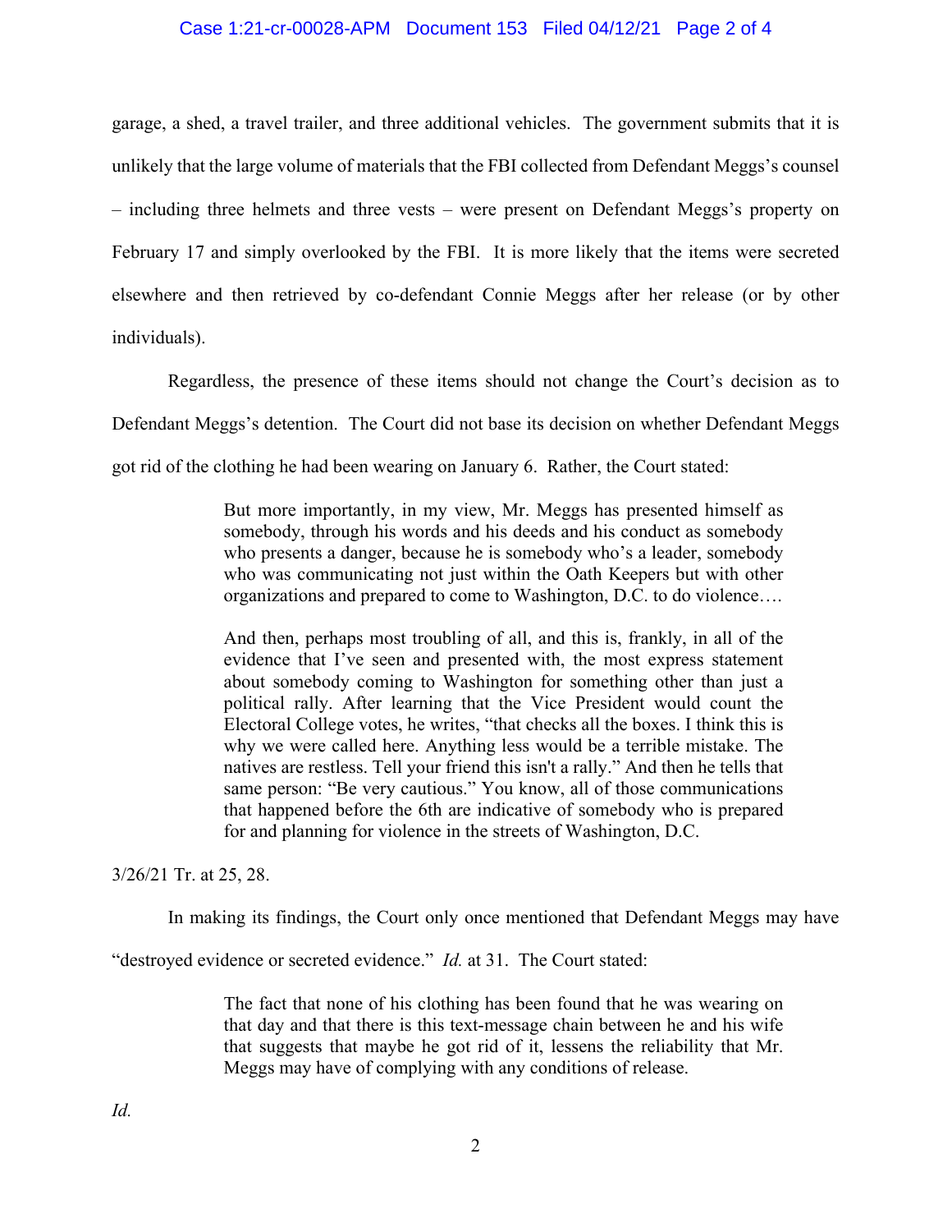garage, a shed, a travel trailer, and three additional vehicles. The government submits that it is unlikely that the large volume of materials that the FBI collected from Defendant Meggs's counsel – including three helmets and three vests – were present on Defendant Meggs's property on February 17 and simply overlooked by the FBI. It is more likely that the items were secreted elsewhere and then retrieved by co-defendant Connie Meggs after her release (or by other individuals).

Regardless, the presence of these items should not change the Court's decision as to Defendant Meggs's detention. The Court did not base its decision on whether Defendant Meggs got rid of the clothing he had been wearing on January 6. Rather, the Court stated:

> But more importantly, in my view, Mr. Meggs has presented himself as somebody, through his words and his deeds and his conduct as somebody who presents a danger, because he is somebody who's a leader, somebody who was communicating not just within the Oath Keepers but with other organizations and prepared to come to Washington, D.C. to do violence….
>
> And then, perhaps most troubling of all, and this is, frankly, in all of the evidence that I've seen and presented with, the most express statement about somebody coming to Washington for something other than just a political rally. After learning that the Vice President would count the Electoral College votes, he writes, "that checks all the boxes. I think this is why we were called here. Anything less would be a terrible mistake. The natives are restless. Tell your friend this isn't a rally." And then he tells that same person: "Be very cautious." You know, all of those communications that happened before the 6th are indicative of somebody who is prepared for and planning for violence in the streets of Washington, D.C.

3/26/21 Tr. at 25, 28.

In making its findings, the Court only once mentioned that Defendant Meggs may have "destroyed evidence or secreted evidence." *Id.* at 31. The Court stated:

> The fact that none of his clothing has been found that he was wearing on that day and that there is this text-message chain between he and his wife that suggests that maybe he got rid of it, lessens the reliability that Mr. Meggs may have of complying with any conditions of release.

*Id.*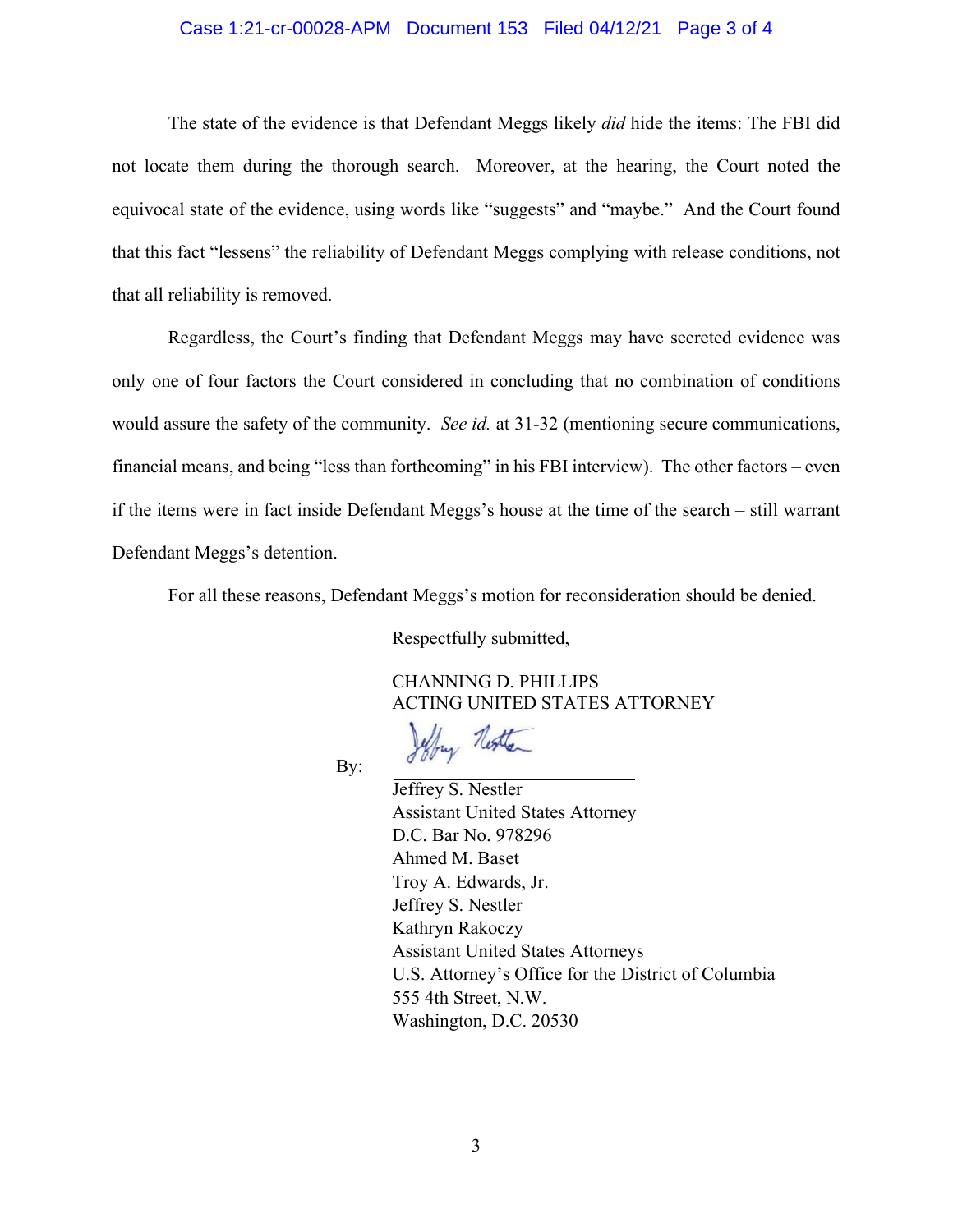The state of the evidence is that Defendant Meggs likely *did* hide the items: The FBI did not locate them during the thorough search. Moreover, at the hearing, the Court noted the equivocal state of the evidence, using words like "suggests" and "maybe." And the Court found that this fact "lessens" the reliability of Defendant Meggs complying with release conditions, not that all reliability is removed.

Regardless, the Court's finding that Defendant Meggs may have secreted evidence was only one of four factors the Court considered in concluding that no combination of conditions would assure the safety of the community. *See id.* at 31-32 (mentioning secure communications, financial means, and being "less than forthcoming" in his FBI interview). The other factors – even if the items were in fact inside Defendant Meggs's house at the time of the search – still warrant Defendant Meggs's detention.

For all these reasons, Defendant Meggs's motion for reconsideration should be denied.

Respectfully submitted,

CHANNING D. PHILLIPS
ACTING UNITED STATES ATTORNEY

By: ______________________
Jeffrey S. Nestler
Assistant United States Attorney
D.C. Bar No. 978296
Ahmed M. Baset
Troy A. Edwards, Jr.
Jeffrey S. Nestler
Kathryn Rakoczy
Assistant United States Attorneys
U.S. Attorney's Office for the District of Columbia
555 4th Street, N.W.
Washington, D.C. 20530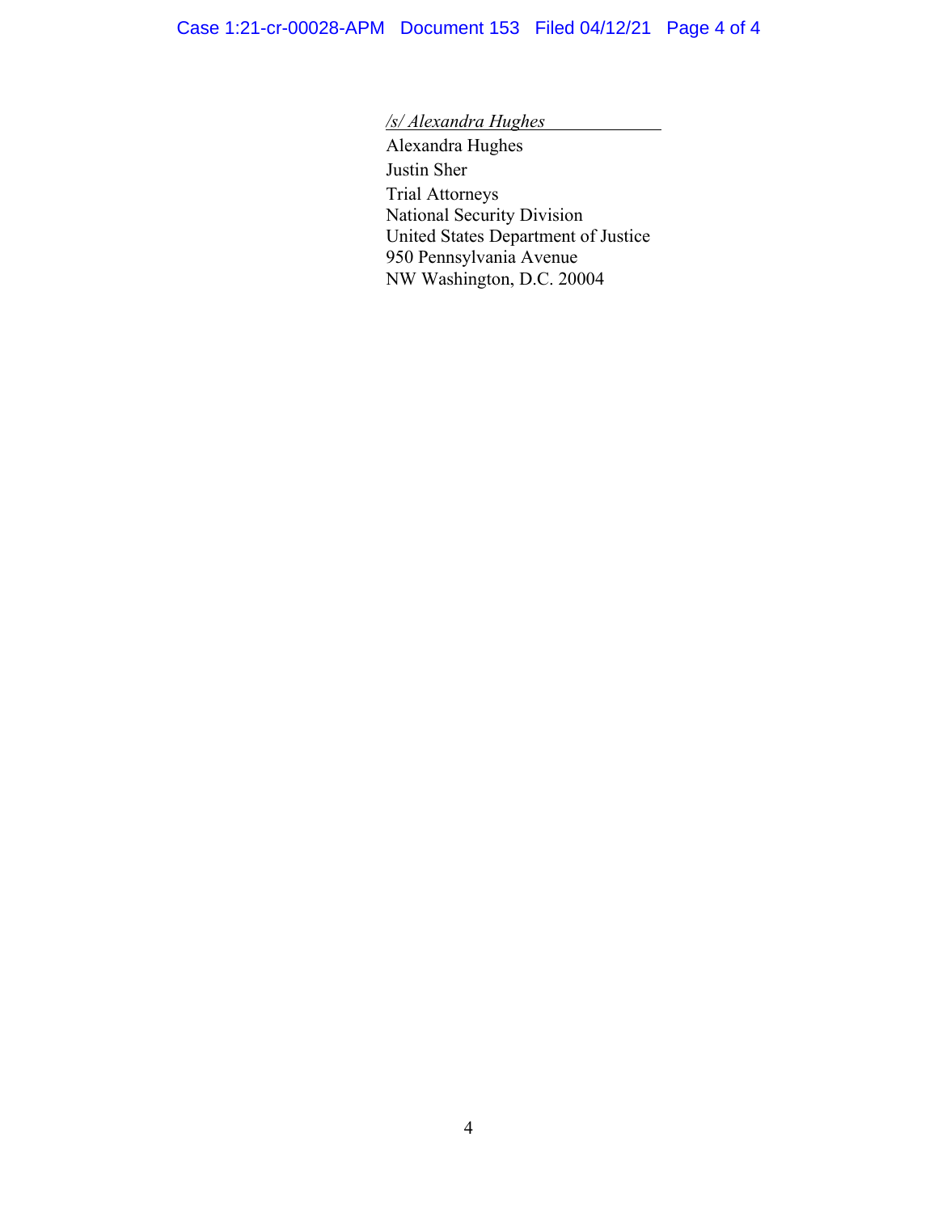*/s/ Alexandra Hughes*

Alexandra Hughes
Justin Sher
Trial Attorneys
National Security Division
United States Department of Justice
950 Pennsylvania Avenue
NW Washington, D.C. 20004